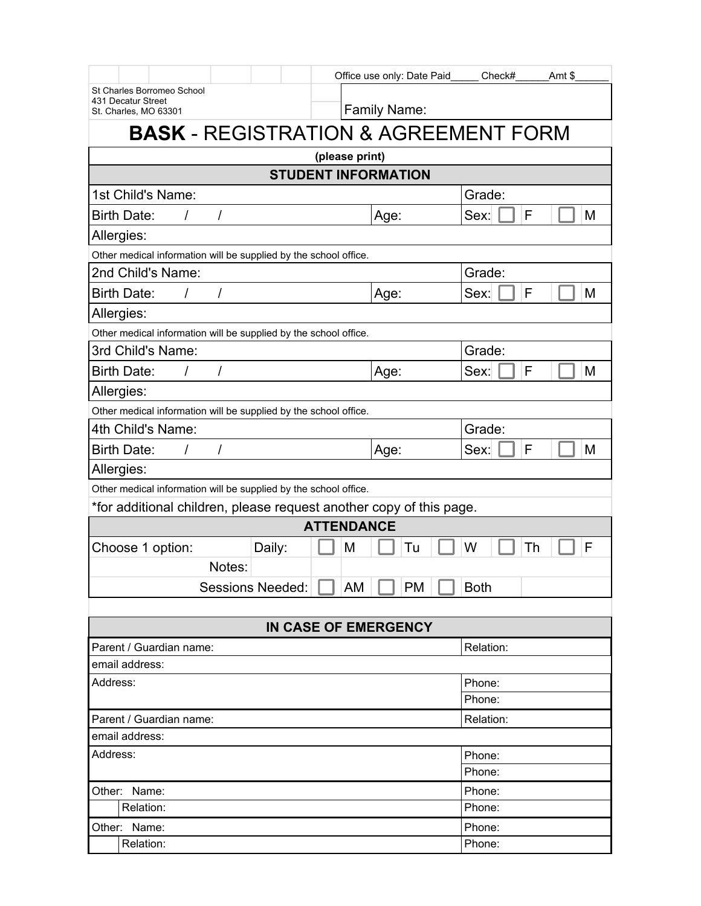Office use only: Date Paid_____ Check#______Amt $______

St Charles Borromeo School
431 Decatur Street
St. Charles, MO 63301

Family Name:

# **BASK** - REGISTRATION & AGREEMENT FORM

**(please print)**

## STUDENT INFORMATION

| | | |
|---|---|---|
| 1st Child's Name: | | Grade: |
| Birth Date: / / | Age: | Sex: ☐ F ☐ M |
| Allergies: | | |

Other medical information will be supplied by the school office.

| | | |
|---|---|---|
| 2nd Child's Name: | | Grade: |
| Birth Date: / / | Age: | Sex: ☐ F ☐ M |
| Allergies: | | |

Other medical information will be supplied by the school office.

| | | |
|---|---|---|
| 3rd Child's Name: | | Grade: |
| Birth Date: / / | Age: | Sex: ☐ F ☐ M |
| Allergies: | | |

Other medical information will be supplied by the school office.

| | | |
|---|---|---|
| 4th Child's Name: | | Grade: |
| Birth Date: / / | Age: | Sex: ☐ F ☐ M |
| Allergies: | | |

Other medical information will be supplied by the school office.

*for additional children, please request another copy of this page.

## ATTENDANCE

| | | | | | | |
|---|---|---|---|---|---|---|
| Choose 1 option: | Daily: | ☐ M | ☐ Tu | ☐ W | ☐ Th | ☐ F |
| Notes: | | | | | | |
| Sessions Needed: | | ☐ AM | ☐ PM | ☐ Both | | |

## IN CASE OF EMERGENCY

| | |
|---|---|
| Parent / Guardian name: | Relation: |
| email address: | |
| Address: | Phone: |
| | Phone: |
| Parent / Guardian name: | Relation: |
| email address: | |
| Address: | Phone: |
| | Phone: |
| Other: Name: | Phone: |
| Relation: | Phone: |
| Other: Name: | Phone: |
| Relation: | Phone: |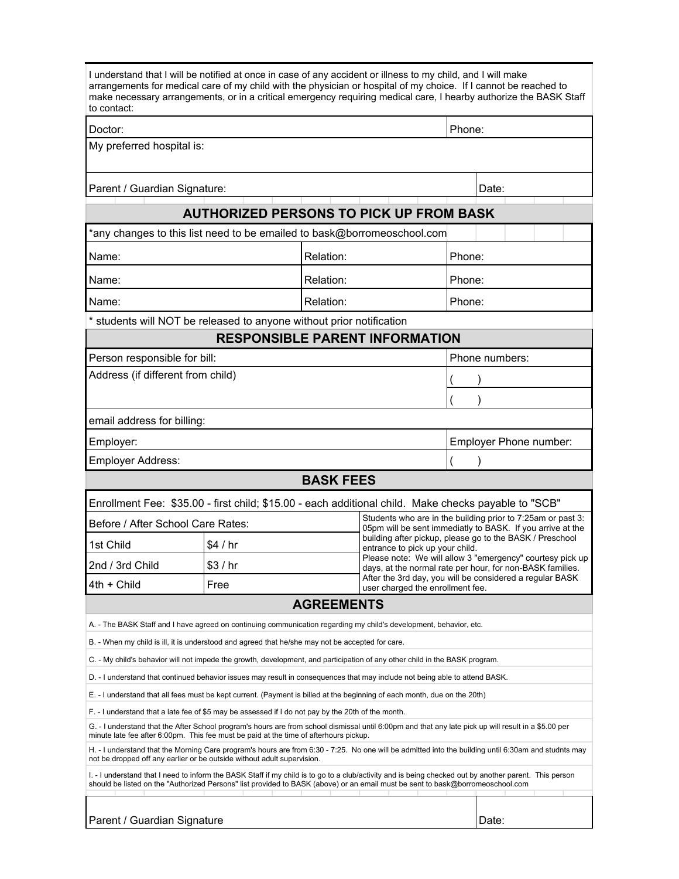I understand that I will be notified at once in case of any accident or illness to my child, and I will make arrangements for medical care of my child with the physician or hospital of my choice. If I cannot be reached to make necessary arrangements, or in a critical emergency requiring medical care, I hearby authorize the BASK Staff to contact:

| | |
|---|---|
| Doctor: | Phone: |
| My preferred hospital is: | |
| Parent / Guardian Signature: | Date: |

## AUTHORIZED PERSONS TO PICK UP FROM BASK

*any changes to this list need to be emailed to bask@borromeoschool.com

| | | |
|---|---|---|
| Name: | Relation: | Phone: |
| Name: | Relation: | Phone: |
| Name: | Relation: | Phone: |

* students will NOT be released to anyone without prior notification

## RESPONSIBLE PARENT INFORMATION

| | |
|---|---|
| Person responsible for bill: | Phone numbers: |
| Address (if different from child) | (    ) |
| | (    ) |
| email address for billing: | |
| Employer: | Employer Phone number: |
| Employer Address: | (    ) |

## BASK FEES

Enrollment Fee: $35.00 - first child; $15.00 - each additional child. Make checks payable to "SCB"

| Before / After School Care Rates: | |
|---|---|
| 1st Child | $4 / hr |
| 2nd / 3rd Child | $3 / hr |
| 4th + Child | Free |

Students who are in the building prior to 7:25am or past 3:05pm will be sent immediatly to BASK. If you arrive at the building after pickup, please go to the BASK / Preschool entrance to pick up your child.
Please note: We will allow 3 "emergency" courtesy pick up days, at the normal rate per hour, for non-BASK families. After the 3rd day, you will be considered a regular BASK user charged the enrollment fee.

## AGREEMENTS

A. - The BASK Staff and I have agreed on continuing communication regarding my child's development, behavior, etc.

B. - When my child is ill, it is understood and agreed that he/she may not be accepted for care.

C. - My child's behavior will not impede the growth, development, and participation of any other child in the BASK program.

D. - I understand that continued behavior issues may result in consequences that may include not being able to attend BASK.

E. - I understand that all fees must be kept current. (Payment is billed at the beginning of each month, due on the 20th)

F. - I understand that a late fee of $5 may be assessed if I do not pay by the 20th of the month.

G. - I understand that the After School program's hours are from school dismissal until 6:00pm and that any late pick up will result in a $5.00 per minute late fee after 6:00pm. This fee must be paid at the time of afterhours pickup.

H. - I understand that the Morning Care program's hours are from 6:30 - 7:25. No one will be admitted into the building until 6:30am and studnts may not be dropped off any earlier or be outside without adult supervision.

I. - I understand that I need to inform the BASK Staff if my child is to go to a club/activity and is being checked out by another parent. This person should be listed on the "Authorized Persons" list provided to BASK (above) or an email must be sent to bask@borromeoschool.com

| | |
|---|---|
| Parent / Guardian Signature | Date: |